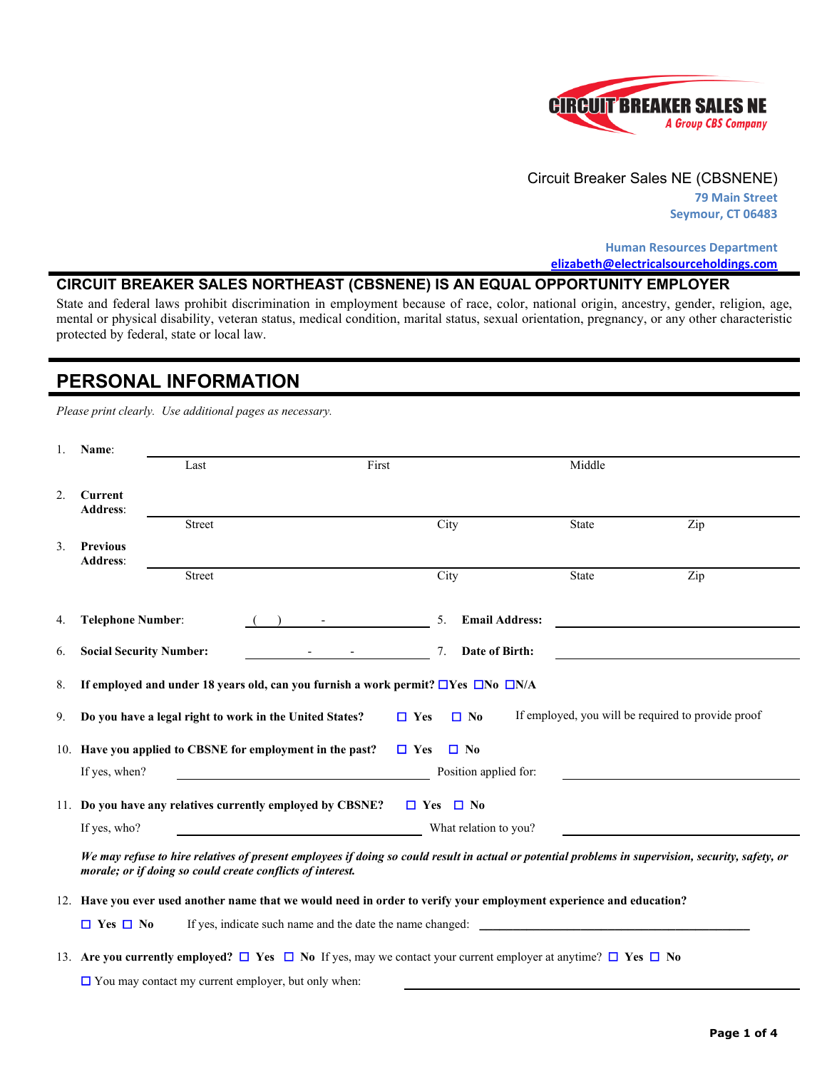CIRCUIT BREAKER SALES NE
A Group CBS Company

Circuit Breaker Sales NE (CBSNENE)
79 Main Street
Seymour, CT 06483

Human Resources Department
elizabeth@electricalsourceholdings.com

## CIRCUIT BREAKER SALES NORTHEAST (CBSNENE) IS AN EQUAL OPPORTUNITY EMPLOYER

State and federal laws prohibit discrimination in employment because of race, color, national origin, ancestry, gender, religion, age, mental or physical disability, veteran status, medical condition, marital status, sexual orientation, pregnancy, or any other characteristic protected by federal, state or local law.

## PERSONAL INFORMATION

*Please print clearly. Use additional pages as necessary.*

1. **Name**: ______________________________
   Last First Middle

2. **Current Address**: ______________________________
   Street City State Zip

3. **Previous Address**: ______________________________
   Street City State Zip

4. **Telephone Number**: ( ) -

5. **Email Address:** ______________________________

6. **Social Security Number:** - -

7. **Date of Birth:** ______________________________

8. **If employed and under 18 years old, can you furnish a work permit?** ☐Yes ☐No ☐N/A

9. **Do you have a legal right to work in the United States?** ☐ Yes ☐ No If employed, you will be required to provide proof

10. **Have you applied to CBSNE for employment in the past?** ☐ Yes ☐ No
    If yes, when? ______________________________ Position applied for: ______________________________

11. **Do you have any relatives currently employed by CBSNE?** ☐ Yes ☐ No
    If yes, who? ______________________________ What relation to you? ______________________________

    ***We may refuse to hire relatives of present employees if doing so could result in actual or potential problems in supervision, security, safety, or morale; or if doing so could create conflicts of interest.***

12. **Have you ever used another name that we would need in order to verify your employment experience and education?**
    ☐ **Yes** ☐ **No** If yes, indicate such name and the date the name changed: ______________________________

13. **Are you currently employed?** ☐ **Yes** ☐ **No** If yes, may we contact your current employer at anytime? ☐ **Yes** ☐ **No**
    ☐ You may contact my current employer, but only when: ______________________________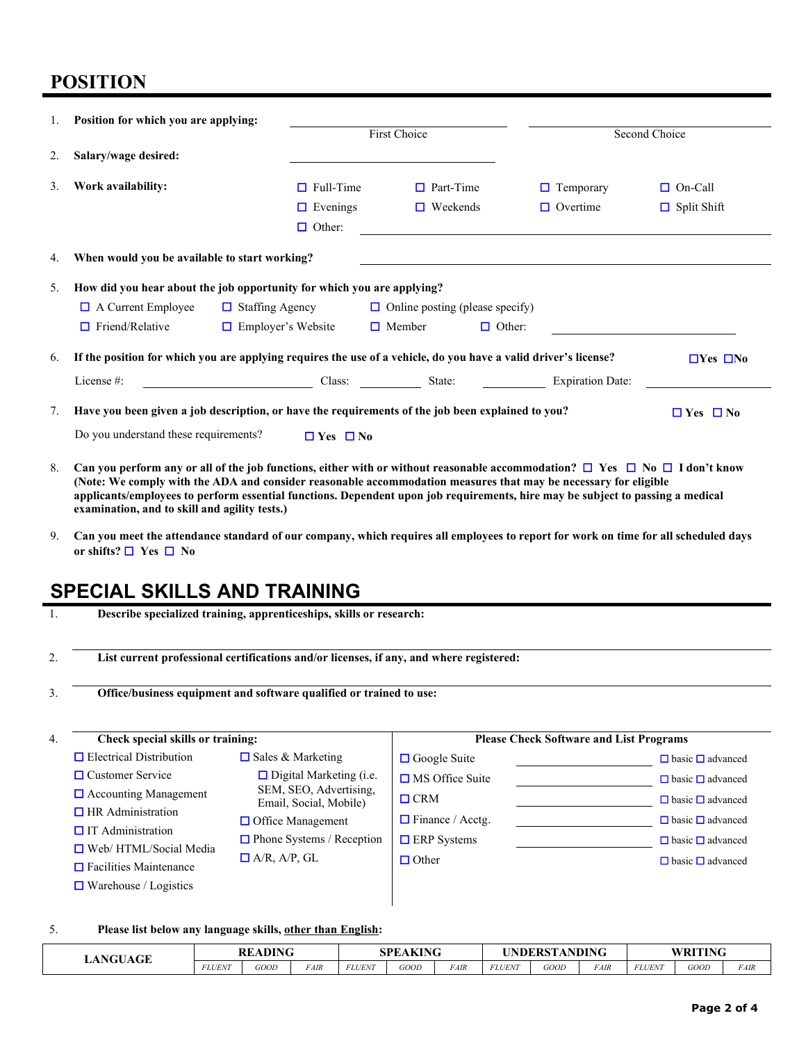## POSITION

1. **Position for which you are applying:** ____________________ First Choice ____________________ Second Choice

2. **Salary/wage desired:** ____________________

3. **Work availability:**
   - ☐ Full-Time ☐ Part-Time ☐ Temporary ☐ On-Call
   - ☐ Evenings ☐ Weekends ☐ Overtime ☐ Split Shift
   - ☐ Other: ____________________

4. **When would you be available to start working?** ____________________

5. **How did you hear about the job opportunity for which you are applying?**
   - ☐ A Current Employee ☐ Staffing Agency ☐ Online posting (please specify)
   - ☐ Friend/Relative ☐ Employer's Website ☐ Member ☐ Other: ____________________

6. **If the position for which you are applying requires the use of a vehicle, do you have a valid driver's license?** ☐Yes ☐No

   License #: ____________________ Class: __________ State: __________ Expiration Date: ____________________

7. **Have you been given a job description, or have the requirements of the job been explained to you?** ☐ Yes ☐ No

   Do you understand these requirements? ☐ Yes ☐ No

8. **Can you perform any or all of the job functions, either with or without reasonable accommodation?** ☐ Yes ☐ No ☐ I don't know
   **(Note: We comply with the ADA and consider reasonable accommodation measures that may be necessary for eligible applicants/employees to perform essential functions. Dependent upon job requirements, hire may be subject to passing a medical examination, and to skill and agility tests.)**

9. **Can you meet the attendance standard of our company, which requires all employees to report for work on time for all scheduled days or shifts?** ☐ Yes ☐ No

## SPECIAL SKILLS AND TRAINING

1. **Describe specialized training, apprenticeships, skills or research:**

   ____________________

2. **List current professional certifications and/or licenses, if any, and where registered:**

   ____________________

3. **Office/business equipment and software qualified or trained to use:**

   ____________________

4. **Check special skills or training:**

   - ☐ Electrical Distribution
   - ☐ Customer Service
   - ☐ Accounting Management
   - ☐ HR Administration
   - ☐ IT Administration
   - ☐ Web/ HTML/Social Media
   - ☐ Facilities Maintenance
   - ☐ Warehouse / Logistics
   - ☐ Sales & Marketing
     - ☐ Digital Marketing (i.e. SEM, SEO, Advertising, Email, Social, Mobile)
   - ☐ Office Management
   - ☐ Phone Systems / Reception
   - ☐ A/R, A/P, GL

   **Please Check Software and List Programs**

   | Software | Programs | Level |
   |---|---|---|
   | ☐ Google Suite | ____________ | ☐ basic ☐ advanced |
   | ☐ MS Office Suite | ____________ | ☐ basic ☐ advanced |
   | ☐ CRM | ____________ | ☐ basic ☐ advanced |
   | ☐ Finance / Acctg. | ____________ | ☐ basic ☐ advanced |
   | ☐ ERP Systems | ____________ | ☐ basic ☐ advanced |
   | ☐ Other | | ☐ basic ☐ advanced |

5. **Please list below any language skills, other than English:**

| LANGUAGE | READING | | | SPEAKING | | | UNDERSTANDING | | | WRITING | | |
|---|---|---|---|---|---|---|---|---|---|---|---|---|
| | *FLUENT* | *GOOD* | *FAIR* | *FLUENT* | *GOOD* | *FAIR* | *FLUENT* | *GOOD* | *FAIR* | *FLUENT* | *GOOD* | *FAIR* |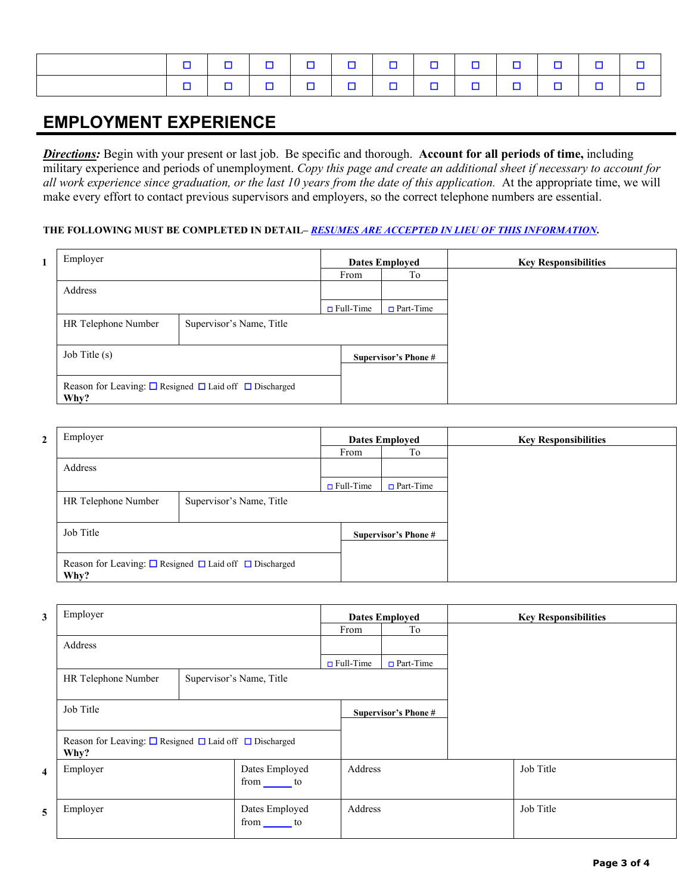| | ☐ | ☐ | ☐ | ☐ | ☐ | ☐ | ☐ | ☐ | ☐ | ☐ | ☐ | ☐ |
|---|---|---|---|---|---|---|---|---|---|---|---|---|
| | ☐ | ☐ | ☐ | ☐ | ☐ | ☐ | ☐ | ☐ | ☐ | ☐ | ☐ | ☐ |

# EMPLOYMENT EXPERIENCE

***Directions:*** Begin with your present or last job. Be specific and thorough. **Account for all periods of time,** including military experience and periods of unemployment. *Copy this page and create an additional sheet if necessary to account for all work experience since graduation, or the last 10 years from the date of this application.* At the appropriate time, we will make every effort to contact previous supervisors and employers, so the correct telephone numbers are essential.

**THE FOLLOWING MUST BE COMPLETED IN DETAIL– *RESUMES ARE ACCEPTED IN LIEU OF THIS INFORMATION*.**

**1**

| Employer | | **Dates Employed** | | **Key Responsibilities** |
|---|---|---|---|---|
| | | From | To | |
| Address | | | | |
| | | ☐ Full-Time | ☐ Part-Time | |
| HR Telephone Number | Supervisor's Name, Title | | | |
| Job Title (s) | | **Supervisor's Phone #** | | |
| Reason for Leaving: ☐ Resigned ☐ Laid off ☐ Discharged **Why?** | | | | |

**2**

| Employer | | **Dates Employed** | | **Key Responsibilities** |
|---|---|---|---|---|
| | | From | To | |
| Address | | | | |
| | | ☐ Full-Time | ☐ Part-Time | |
| HR Telephone Number | Supervisor's Name, Title | | | |
| Job Title | | **Supervisor's Phone #** | | |
| Reason for Leaving: ☐ Resigned ☐ Laid off ☐ Discharged **Why?** | | | | |

**3**

| Employer | | **Dates Employed** | | **Key Responsibilities** |
|---|---|---|---|---|
| | | From | To | |
| Address | | | | |
| | | ☐ Full-Time | ☐ Part-Time | |
| HR Telephone Number | Supervisor's Name, Title | | | |
| Job Title | | **Supervisor's Phone #** | | |
| Reason for Leaving: ☐ Resigned ☐ Laid off ☐ Discharged **Why?** | | | | |

| | Employer | Dates Employed | Address | Job Title |
|---|---|---|---|---|
| **4** | Employer | Dates Employed from ______ to | Address | Job Title |
| **5** | Employer | Dates Employed from ______ to | Address | Job Title |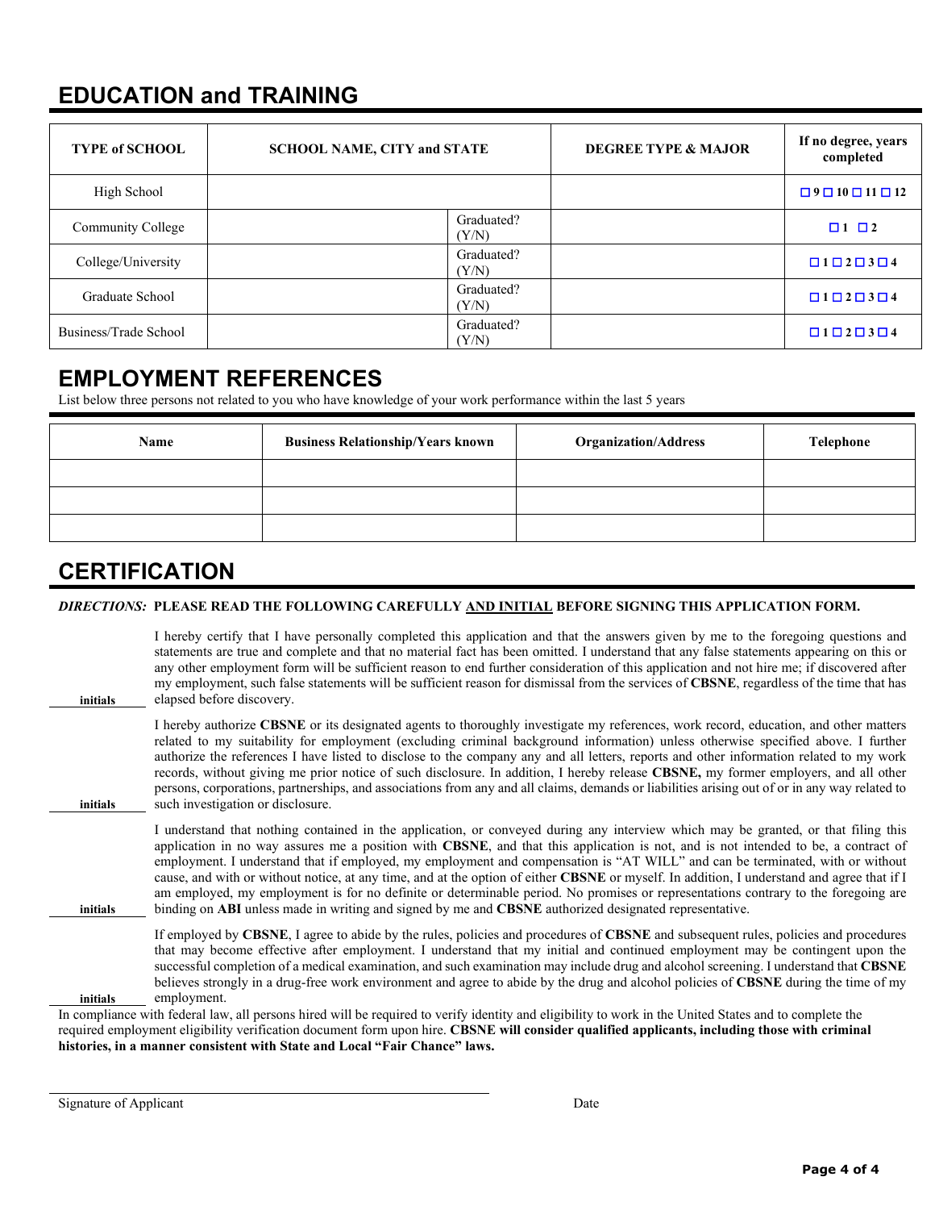## EDUCATION and TRAINING

| TYPE of SCHOOL | SCHOOL NAME, CITY and STATE | | DEGREE TYPE & MAJOR | If no degree, years completed |
|---|---|---|---|---|
| High School | | | | ☐ 9 ☐ 10 ☐ 11 ☐ 12 |
| Community College | | Graduated? (Y/N) | | ☐ 1 ☐ 2 |
| College/University | | Graduated? (Y/N) | | ☐ 1 ☐ 2 ☐ 3 ☐ 4 |
| Graduate School | | Graduated? (Y/N) | | ☐ 1 ☐ 2 ☐ 3 ☐ 4 |
| Business/Trade School | | Graduated? (Y/N) | | ☐ 1 ☐ 2 ☐ 3 ☐ 4 |

## EMPLOYMENT REFERENCES

List below three persons not related to you who have knowledge of your work performance within the last 5 years

| Name | Business Relationship/Years known | Organization/Address | Telephone |
|---|---|---|---|
| | | | |
| | | | |
| | | | |

## CERTIFICATION

***DIRECTIONS:*** **PLEASE READ THE FOLLOWING CAREFULLY AND INITIAL BEFORE SIGNING THIS APPLICATION FORM.**

________ **initials**

I hereby certify that I have personally completed this application and that the answers given by me to the foregoing questions and statements are true and complete and that no material fact has been omitted. I understand that any false statements appearing on this or any other employment form will be sufficient reason to end further consideration of this application and not hire me; if discovered after my employment, such false statements will be sufficient reason for dismissal from the services of **CBSNE**, regardless of the time that has elapsed before discovery.

________ **initials**

I hereby authorize **CBSNE** or its designated agents to thoroughly investigate my references, work record, education, and other matters related to my suitability for employment (excluding criminal background information) unless otherwise specified above. I further authorize the references I have listed to disclose to the company any and all letters, reports and other information related to my work records, without giving me prior notice of such disclosure. In addition, I hereby release **CBSNE,** my former employers, and all other persons, corporations, partnerships, and associations from any and all claims, demands or liabilities arising out of or in any way related to such investigation or disclosure.

________ **initials**

I understand that nothing contained in the application, or conveyed during any interview which may be granted, or that filing this application in no way assures me a position with **CBSNE**, and that this application is not, and is not intended to be, a contract of employment. I understand that if employed, my employment and compensation is "AT WILL" and can be terminated, with or without cause, and with or without notice, at any time, and at the option of either **CBSNE** or myself. In addition, I understand and agree that if I am employed, my employment is for no definite or determinable period. No promises or representations contrary to the foregoing are binding on **ABI** unless made in writing and signed by me and **CBSNE** authorized designated representative.

________ **initials**

If employed by **CBSNE**, I agree to abide by the rules, policies and procedures of **CBSNE** and subsequent rules, policies and procedures that may become effective after employment. I understand that my initial and continued employment may be contingent upon the successful completion of a medical examination, and such examination may include drug and alcohol screening. I understand that **CBSNE** believes strongly in a drug-free work environment and agree to abide by the drug and alcohol policies of **CBSNE** during the time of my employment.

In compliance with federal law, all persons hired will be required to verify identity and eligibility to work in the United States and to complete the required employment eligibility verification document form upon hire. **CBSNE will consider qualified applicants, including those with criminal histories, in a manner consistent with State and Local "Fair Chance" laws.**

______________________________________________
Signature of Applicant

Date